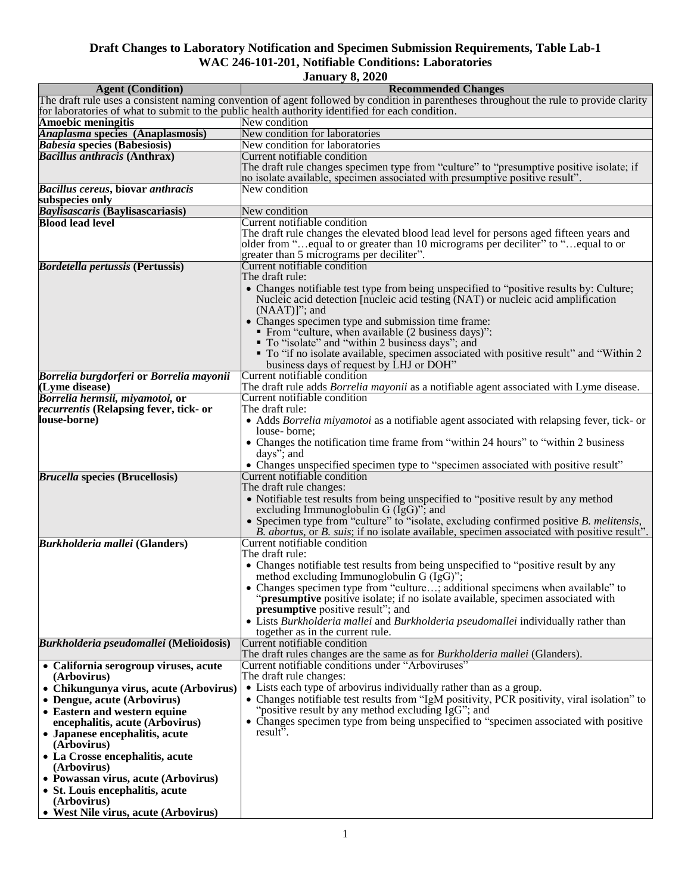**Draft Changes to Laboratory Notification and Specimen Submission Requirements, Table Lab-1**
**WAC 246-101-201, Notifiable Conditions: Laboratories**
**January 8, 2020**

| Agent (Condition) | Recommended Changes |
|---|---|
| The draft rule uses a consistent naming convention of agent followed by condition in parentheses throughout the rule to provide clarity for laboratories of what to submit to the public health authority identified for each condition. | |
| **Amoebic meningitis** | New condition |
| ***Anaplasma* species (Anaplasmosis)** | New condition for laboratories |
| ***Babesia* species (Babesiosis)** | New condition for laboratories |
| ***Bacillus anthracis* (Anthrax)** | Current notifiable condition<br>The draft rule changes specimen type from "culture" to "presumptive positive isolate; if no isolate available, specimen associated with presumptive positive result". |
| ***Bacillus cereus*, biovar *anthracis* subspecies only** | New condition |
| ***Baylisascaris* (Baylisascariasis)** | New condition |
| **Blood lead level** | Current notifiable condition<br>The draft rule changes the elevated blood lead level for persons aged fifteen years and older from "…equal to or greater than 10 micrograms per deciliter" to "…equal to or greater than 5 micrograms per deciliter". |
| ***Bordetella pertussis* (Pertussis)** | Current notifiable condition<br>The draft rule:<br>• Changes notifiable test type from being unspecified to "positive results by: Culture; Nucleic acid detection [nucleic acid testing (NAT) or nucleic acid amplification (NAAT)]"; and<br>• Changes specimen type and submission time frame:<br>  ▪ From "culture, when available (2 business days)":<br>  ▪ To "isolate" and "within 2 business days"; and<br>  ▪ To "if no isolate available, specimen associated with positive result" and "Within 2 business days of request by LHJ or DOH" |
| ***Borrelia burgdorferi* or *Borrelia mayonii* (Lyme disease)** | Current notifiable condition<br>The draft rule adds *Borrelia mayonii* as a notifiable agent associated with Lyme disease. |
| ***Borrelia hermsii, miyamotoi,* or *recurrentis* (Relapsing fever, tick- or louse-borne)** | Current notifiable condition<br>The draft rule:<br>• Adds *Borrelia miyamotoi* as a notifiable agent associated with relapsing fever, tick- or louse- borne;<br>• Changes the notification time frame from "within 24 hours" to "within 2 business days"; and<br>• Changes unspecified specimen type to "specimen associated with positive result" |
| ***Brucella* species (Brucellosis)** | Current notifiable condition<br>The draft rule changes:<br>• Notifiable test results from being unspecified to "positive result by any method excluding Immunoglobulin G (IgG)"; and<br>• Specimen type from "culture" to "isolate, excluding confirmed positive *B. melitensis, B. abortus,* or *B. suis*; if no isolate available, specimen associated with positive result". |
| ***Burkholderia mallei* (Glanders)** | Current notifiable condition<br>The draft rule:<br>• Changes notifiable test results from being unspecified to "positive result by any method excluding Immunoglobulin G (IgG)";<br>• Changes specimen type from "culture…; additional specimens when available" to "**presumptive** positive isolate; if no isolate available, specimen associated with **presumptive** positive result"; and<br>• Lists *Burkholderia mallei* and *Burkholderia pseudomallei* individually rather than together as in the current rule. |
| ***Burkholderia pseudomallei* (Melioidosis)** | Current notifiable condition<br>The draft rules changes are the same as for *Burkholderia mallei* (Glanders). |
| • **California serogroup viruses, acute (Arbovirus)**<br>• **Chikungunya virus, acute (Arbovirus)**<br>• **Dengue, acute (Arbovirus)**<br>• **Eastern and western equine encephalitis, acute (Arbovirus)**<br>• **Japanese encephalitis, acute (Arbovirus)**<br>• **La Crosse encephalitis, acute (Arbovirus)**<br>• **Powassan virus, acute (Arbovirus)**<br>• **St. Louis encephalitis, acute (Arbovirus)**<br>• **West Nile virus, acute (Arbovirus)** | Current notifiable conditions under "Arboviruses"<br>The draft rule changes:<br>• Lists each type of arbovirus individually rather than as a group.<br>• Changes notifiable test results from "IgM positivity, PCR positivity, viral isolation" to "positive result by any method excluding IgG"; and<br>• Changes specimen type from being unspecified to "specimen associated with positive result". |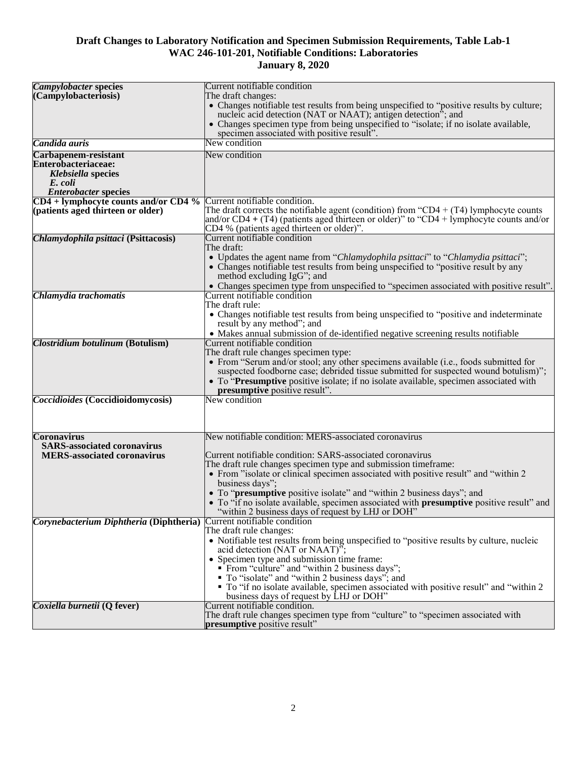**Draft Changes to Laboratory Notification and Specimen Submission Requirements, Table Lab-1**
**WAC 246-101-201, Notifiable Conditions: Laboratories**
**January 8, 2020**

| | |
|---|---|
| ***Campylobacter* species (Campylobacteriosis)** | Current notifiable condition<br>The draft changes:<br>• Changes notifiable test results from being unspecified to "positive results by culture; nucleic acid detection (NAT or NAAT); antigen detection"; and<br>• Changes specimen type from being unspecified to "isolate; if no isolate available, specimen associated with positive result". |
| ***Candida auris*** | New condition |
| **Carbapenem-resistant Enterobacteriaceae:**<br>***Klebsiella* species**<br>***E. coli***<br>***Enterobacter* species** | New condition |
| **CD4 + lymphocyte counts and/or CD4 % (patients aged thirteen or older)** | Current notifiable condition.<br>The draft corrects the notifiable agent (condition) from "CD4 + (T4) lymphocyte counts and/or CD4 + (T4) (patients aged thirteen or older)" to "CD4 + lymphocyte counts and/or CD4 % (patients aged thirteen or older)". |
| ***Chlamydophila psittaci* (Psittacosis)** | Current notifiable condition<br>The draft:<br>• Updates the agent name from "*Chlamydophila psittaci*" to "*Chlamydia psittaci*";<br>• Changes notifiable test results from being unspecified to "positive result by any method excluding IgG"; and<br>• Changes specimen type from unspecified to "specimen associated with positive result". |
| ***Chlamydia trachomatis*** | Current notifiable condition<br>The draft rule:<br>• Changes notifiable test results from being unspecified to "positive and indeterminate result by any method"; and<br>• Makes annual submission of de-identified negative screening results notifiable |
| ***Clostridium botulinum* (Botulism)** | Current notifiable condition<br>The draft rule changes specimen type:<br>• From "Serum and/or stool; any other specimens available (i.e., foods submitted for suspected foodborne case; debrided tissue submitted for suspected wound botulism)";<br>• To "**Presumptive** positive isolate; if no isolate available, specimen associated with **presumptive** positive result". |
| ***Coccidioides* (Coccidioidomycosis)** | New condition |
| **Coronavirus**<br>**SARS-associated coronavirus**<br>**MERS-associated coronavirus** | New notifiable condition: MERS-associated coronavirus<br><br>Current notifiable condition: SARS-associated coronavirus<br>The draft rule changes specimen type and submission timeframe:<br>• From "isolate or clinical specimen associated with positive result" and "within 2 business days";<br>• To "**presumptive** positive isolate" and "within 2 business days"; and<br>• To "if no isolate available, specimen associated with **presumptive** positive result" and "within 2 business days of request by LHJ or DOH" |
| ***Corynebacterium Diphtheria* (Diphtheria)** | Current notifiable condition<br>The draft rule changes:<br>• Notifiable test results from being unspecified to "positive results by culture, nucleic acid detection (NAT or NAAT)";<br>• Specimen type and submission time frame:<br>▪ From "culture" and "within 2 business days";<br>▪ To "isolate" and "within 2 business days"; and<br>▪ To "if no isolate available, specimen associated with positive result" and "within 2 business days of request by LHJ or DOH" |
| ***Coxiella burnetii* (Q fever)** | Current notifiable condition.<br>The draft rule changes specimen type from "culture" to "specimen associated with **presumptive** positive result" |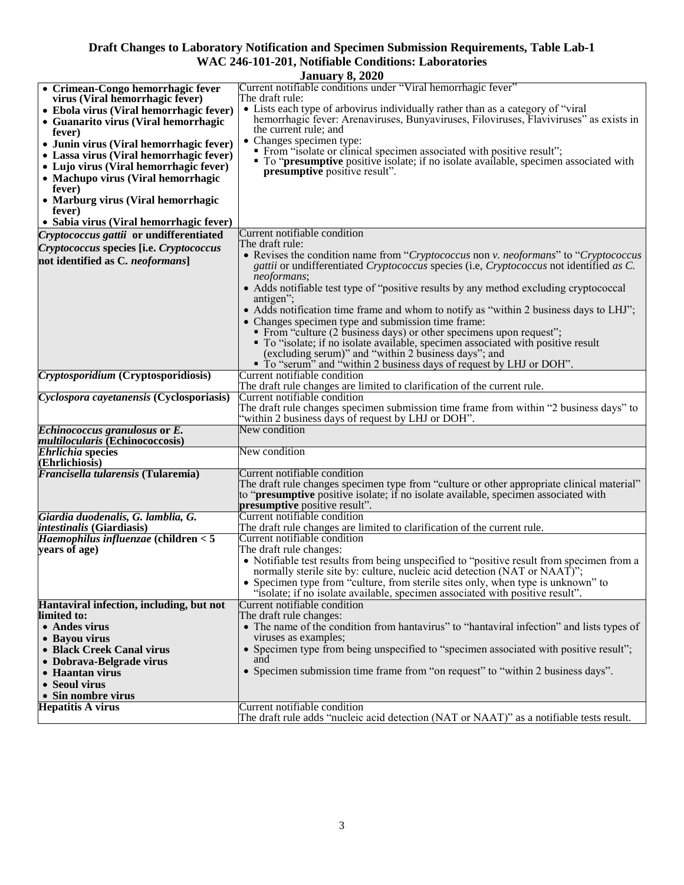**Draft Changes to Laboratory Notification and Specimen Submission Requirements, Table Lab-1**
**WAC 246-101-201, Notifiable Conditions: Laboratories**
**January 8, 2020**

| | |
|---|---|
| • **Crimean-Congo hemorrhagic fever virus (Viral hemorrhagic fever)**<br>• **Ebola virus (Viral hemorrhagic fever)**<br>• **Guanarito virus (Viral hemorrhagic fever)**<br>• **Junin virus (Viral hemorrhagic fever)**<br>• **Lassa virus (Viral hemorrhagic fever)**<br>• **Lujo virus (Viral hemorrhagic fever)**<br>• **Machupo virus (Viral hemorrhagic fever)**<br>• **Marburg virus (Viral hemorrhagic fever)**<br>• **Sabia virus (Viral hemorrhagic fever)** | Current notifiable conditions under "Viral hemorrhagic fever"<br>The draft rule:<br>• Lists each type of arbovirus individually rather than as a category of "viral hemorrhagic fever: Arenaviruses, Bunyaviruses, Filoviruses, Flaviviruses" as exists in the current rule; and<br>• Changes specimen type:<br>&nbsp;&nbsp;▪ From "isolate or clinical specimen associated with positive result";<br>&nbsp;&nbsp;▪ To "**presumptive** positive isolate; if no isolate available, specimen associated with **presumptive** positive result". |
| ***Cryptococcus gattii* or undifferentiated *Cryptococcus* species [i.e. *Cryptococcus* not identified as C. *neoformans*]** | Current notifiable condition<br>The draft rule:<br>• Revises the condition name from "*Cryptococcus* non *v. neoformans*" to "*Cryptococcus gattii* or undifferentiated *Cryptococcus* species (i.e, *Cryptococcus* not identified *as C. neoformans*;<br>• Adds notifiable test type of "positive results by any method excluding cryptococcal antigen";<br>• Adds notification time frame and whom to notify as "within 2 business days to LHJ";<br>• Changes specimen type and submission time frame:<br>&nbsp;&nbsp;▪ From "culture (2 business days) or other specimens upon request";<br>&nbsp;&nbsp;▪ To "isolate; if no isolate available, specimen associated with positive result (excluding serum)" and "within 2 business days"; and<br>&nbsp;&nbsp;▪ To "serum" and "within 2 business days of request by LHJ or DOH". |
| ***Cryptosporidium* (Cryptosporidiosis)** | Current notifiable condition<br>The draft rule changes are limited to clarification of the current rule. |
| ***Cyclospora cayetanensis* (Cyclosporiasis)** | Current notifiable condition<br>The draft rule changes specimen submission time frame from within "2 business days" to "within 2 business days of request by LHJ or DOH". |
| ***Echinococcus granulosus* or *E. multilocularis* (Echinococcosis)** | New condition |
| ***Ehrlichia* species (Ehrlichiosis)** | New condition |
| ***Francisella tularensis* (Tularemia)** | Current notifiable condition<br>The draft rule changes specimen type from "culture or other appropriate clinical material" to "**presumptive** positive isolate; if no isolate available, specimen associated with **presumptive** positive result". |
| ***Giardia duodenalis, G. lamblia, G. intestinalis* (Giardiasis)** | Current notifiable condition<br>The draft rule changes are limited to clarification of the current rule. |
| ***Haemophilus influenzae* (children < 5 years of age)** | Current notifiable condition<br>The draft rule changes:<br>• Notifiable test results from being unspecified to "positive result from specimen from a normally sterile site by: culture, nucleic acid detection (NAT or NAAT)";<br>• Specimen type from "culture, from sterile sites only, when type is unknown" to "isolate; if no isolate available, specimen associated with positive result". |
| **Hantaviral infection, including, but not limited to:**<br>• **Andes virus**<br>• **Bayou virus**<br>• **Black Creek Canal virus**<br>• **Dobrava-Belgrade virus**<br>• **Haantan virus**<br>• **Seoul virus**<br>• **Sin nombre virus** | Current notifiable condition<br>The draft rule changes:<br>• The name of the condition from hantavirus" to "hantaviral infection" and lists types of viruses as examples;<br>• Specimen type from being unspecified to "specimen associated with positive result"; and<br>• Specimen submission time frame from "on request" to "within 2 business days". |
| **Hepatitis A virus** | Current notifiable condition<br>The draft rule adds "nucleic acid detection (NAT or NAAT)" as a notifiable tests result. |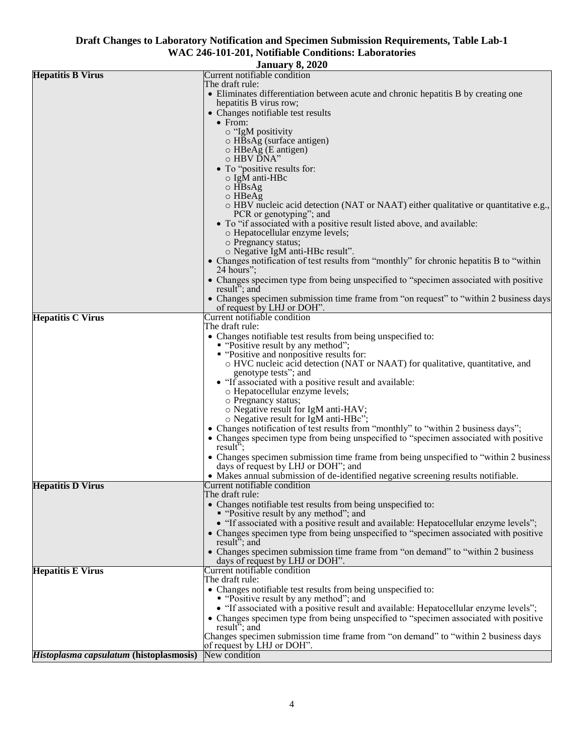**Draft Changes to Laboratory Notification and Specimen Submission Requirements, Table Lab-1**
**WAC 246-101-201, Notifiable Conditions: Laboratories**
**January 8, 2020**

| | |
|---|---|
| **Hepatitis B Virus** | Current notifiable condition<br>The draft rule:<br>• Eliminates differentiation between acute and chronic hepatitis B by creating one hepatitis B virus row;<br>• Changes notifiable test results<br>  • From:<br>    ○ "IgM positivity<br>    ○ HBsAg (surface antigen)<br>    ○ HBeAg (E antigen)<br>    ○ HBV DNA"<br>  • To "positive results for:<br>    ○ IgM anti-HBc<br>    ○ HBsAg<br>    ○ HBeAg<br>    ○ HBV nucleic acid detection (NAT or NAAT) either qualitative or quantitative e.g., PCR or genotyping"; and<br>  • To "if associated with a positive result listed above, and available:<br>    ○ Hepatocellular enzyme levels;<br>    ○ Pregnancy status;<br>    ○ Negative IgM anti-HBc result".<br>• Changes notification of test results from "monthly" for chronic hepatitis B to "within 24 hours";<br>• Changes specimen type from being unspecified to "specimen associated with positive result"; and<br>• Changes specimen submission time frame from "on request" to "within 2 business days of request by LHJ or DOH". |
| **Hepatitis C Virus** | Current notifiable condition<br>The draft rule:<br>• Changes notifiable test results from being unspecified to:<br>  ▪ "Positive result by any method";<br>  ▪ "Positive and nonpositive results for:<br>    ○ HVC nucleic acid detection (NAT or NAAT) for qualitative, quantitative, and genotype tests"; and<br>  • "If associated with a positive result and available:<br>    ○ Hepatocellular enzyme levels;<br>    ○ Pregnancy status;<br>    ○ Negative result for IgM anti-HAV;<br>    ○ Negative result for IgM anti-HBc";<br>• Changes notification of test results from "monthly" to "within 2 business days";<br>• Changes specimen type from being unspecified to "specimen associated with positive result";<br>• Changes specimen submission time frame from being unspecified to "within 2 business days of request by LHJ or DOH"; and<br>• Makes annual submission of de-identified negative screening results notifiable. |
| **Hepatitis D Virus** | Current notifiable condition<br>The draft rule:<br>• Changes notifiable test results from being unspecified to:<br>  ▪ "Positive result by any method"; and<br>  • "If associated with a positive result and available: Hepatocellular enzyme levels";<br>• Changes specimen type from being unspecified to "specimen associated with positive result"; and<br>• Changes specimen submission time frame from "on demand" to "within 2 business days of request by LHJ or DOH". |
| **Hepatitis E Virus** | Current notifiable condition<br>The draft rule:<br>• Changes notifiable test results from being unspecified to:<br>  ▪ "Positive result by any method"; and<br>  • "If associated with a positive result and available: Hepatocellular enzyme levels";<br>• Changes specimen type from being unspecified to "specimen associated with positive result"; and<br>Changes specimen submission time frame from "on demand" to "within 2 business days of request by LHJ or DOH". |
| ***Histoplasma capsulatum* (histoplasmosis)** | New condition |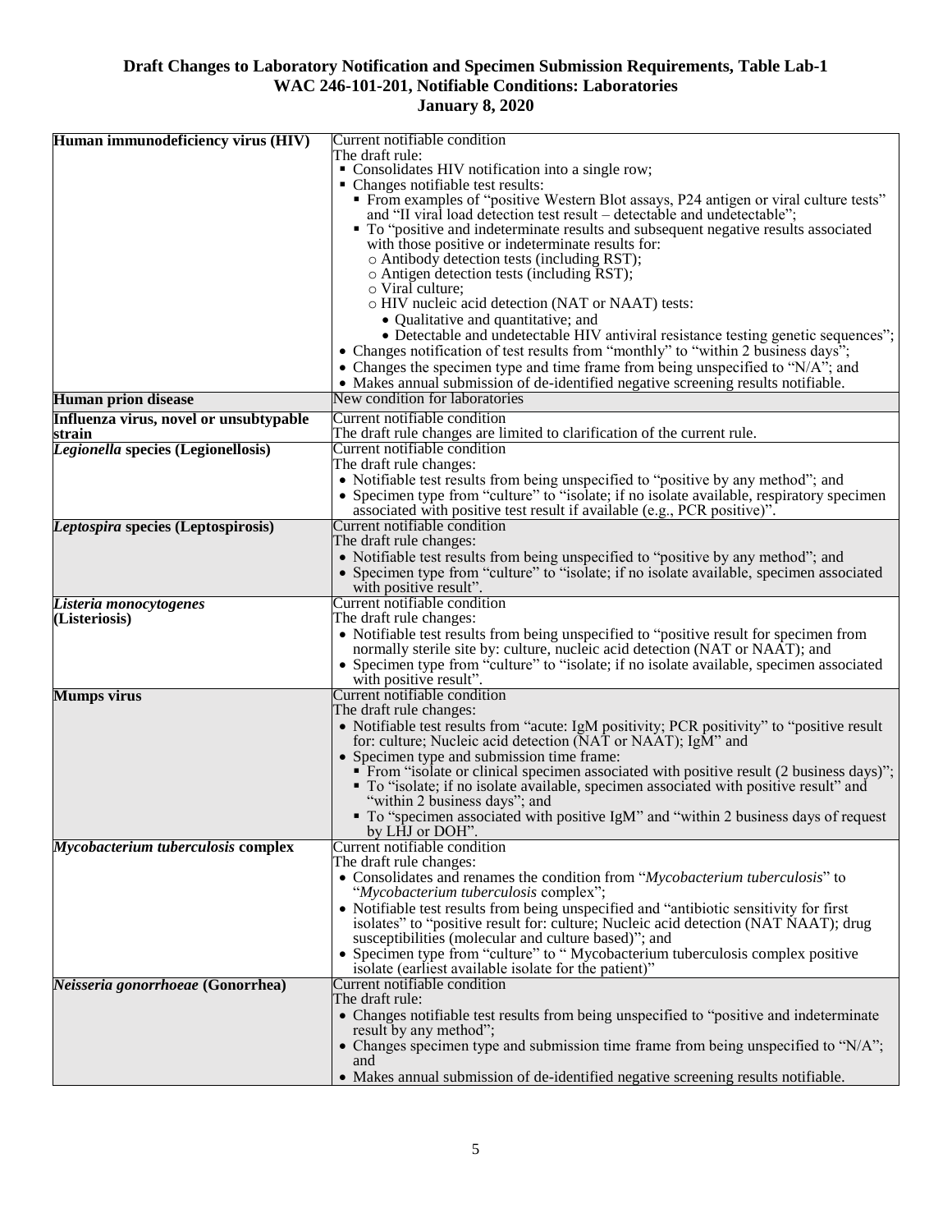**Draft Changes to Laboratory Notification and Specimen Submission Requirements, Table Lab-1**
**WAC 246-101-201, Notifiable Conditions: Laboratories**
**January 8, 2020**

| | |
|---|---|
| **Human immunodeficiency virus (HIV)** | Current notifiable condition<br>The draft rule:<br>▪ Consolidates HIV notification into a single row;<br>▪ Changes notifiable test results:<br>&nbsp;&nbsp;▪ From examples of "positive Western Blot assays, P24 antigen or viral culture tests" and "II viral load detection test result – detectable and undetectable";<br>&nbsp;&nbsp;▪ To "positive and indeterminate results and subsequent negative results associated with those positive or indeterminate results for:<br>&nbsp;&nbsp;&nbsp;&nbsp;o Antibody detection tests (including RST);<br>&nbsp;&nbsp;&nbsp;&nbsp;o Antigen detection tests (including RST);<br>&nbsp;&nbsp;&nbsp;&nbsp;o Viral culture;<br>&nbsp;&nbsp;&nbsp;&nbsp;o HIV nucleic acid detection (NAT or NAAT) tests:<br>&nbsp;&nbsp;&nbsp;&nbsp;&nbsp;&nbsp;• Qualitative and quantitative; and<br>&nbsp;&nbsp;&nbsp;&nbsp;&nbsp;&nbsp;• Detectable and undetectable HIV antiviral resistance testing genetic sequences";<br>• Changes notification of test results from "monthly" to "within 2 business days";<br>• Changes the specimen type and time frame from being unspecified to "N/A"; and<br>• Makes annual submission of de-identified negative screening results notifiable. |
| **Human prion disease** | New condition for laboratories |
| **Influenza virus, novel or unsubtypable strain** | Current notifiable condition<br>The draft rule changes are limited to clarification of the current rule. |
| ***Legionella* species (Legionellosis)** | Current notifiable condition<br>The draft rule changes:<br>• Notifiable test results from being unspecified to "positive by any method"; and<br>• Specimen type from "culture" to "isolate; if no isolate available, respiratory specimen associated with positive test result if available (e.g., PCR positive)". |
| ***Leptospira* species (Leptospirosis)** | Current notifiable condition<br>The draft rule changes:<br>• Notifiable test results from being unspecified to "positive by any method"; and<br>• Specimen type from "culture" to "isolate; if no isolate available, specimen associated with positive result". |
| ***Listeria monocytogenes* (Listeriosis)** | Current notifiable condition<br>The draft rule changes:<br>• Notifiable test results from being unspecified to "positive result for specimen from normally sterile site by: culture, nucleic acid detection (NAT or NAAT); and<br>• Specimen type from "culture" to "isolate; if no isolate available, specimen associated with positive result". |
| **Mumps virus** | Current notifiable condition<br>The draft rule changes:<br>• Notifiable test results from "acute: IgM positivity; PCR positivity" to "positive result for: culture; Nucleic acid detection (NAT or NAAT); IgM" and<br>• Specimen type and submission time frame:<br>&nbsp;&nbsp;▪ From "isolate or clinical specimen associated with positive result (2 business days)";<br>&nbsp;&nbsp;▪ To "isolate; if no isolate available, specimen associated with positive result" and "within 2 business days"; and<br>&nbsp;&nbsp;▪ To "specimen associated with positive IgM" and "within 2 business days of request by LHJ or DOH". |
| ***Mycobacterium tuberculosis* complex** | Current notifiable condition<br>The draft rule changes:<br>• Consolidates and renames the condition from "*Mycobacterium tuberculosis*" to "*Mycobacterium tuberculosis* complex";<br>• Notifiable test results from being unspecified and "antibiotic sensitivity for first isolates" to "positive result for: culture; Nucleic acid detection (NAT NAAT); drug susceptibilities (molecular and culture based)"; and<br>• Specimen type from "culture" to " Mycobacterium tuberculosis complex positive isolate (earliest available isolate for the patient)" |
| ***Neisseria gonorrhoeae* (Gonorrhea)** | Current notifiable condition<br>The draft rule:<br>• Changes notifiable test results from being unspecified to "positive and indeterminate result by any method";<br>• Changes specimen type and submission time frame from being unspecified to "N/A"; and<br>• Makes annual submission of de-identified negative screening results notifiable. |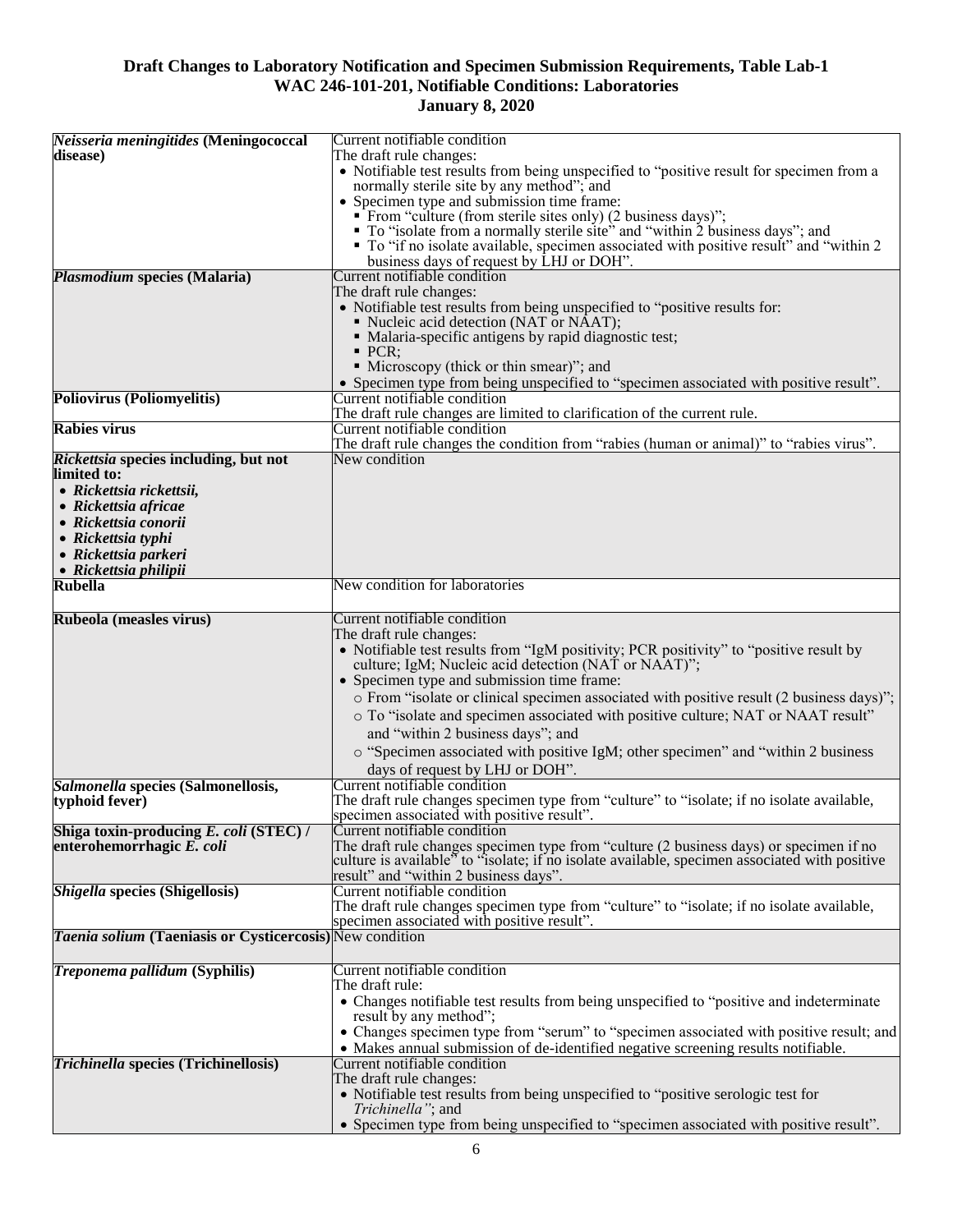**Draft Changes to Laboratory Notification and Specimen Submission Requirements, Table Lab-1**
**WAC 246-101-201, Notifiable Conditions: Laboratories**
**January 8, 2020**

| | |
|---|---|
| ***Neisseria meningitides* (Meningococcal disease)** | Current notifiable condition<br>The draft rule changes:<br>• Notifiable test results from being unspecified to "positive result for specimen from a normally sterile site by any method"; and<br>• Specimen type and submission time frame:<br>  ▪ From "culture (from sterile sites only) (2 business days)";<br>  ▪ To "isolate from a normally sterile site" and "within 2 business days"; and<br>  ▪ To "if no isolate available, specimen associated with positive result" and "within 2 business days of request by LHJ or DOH". |
| ***Plasmodium* species (Malaria)** | Current notifiable condition<br>The draft rule changes:<br>• Notifiable test results from being unspecified to "positive results for:<br>  ▪ Nucleic acid detection (NAT or NAAT);<br>  ▪ Malaria-specific antigens by rapid diagnostic test;<br>  ▪ PCR;<br>  ▪ Microscopy (thick or thin smear)"; and<br>• Specimen type from being unspecified to "specimen associated with positive result". |
| **Poliovirus (Poliomyelitis)** | Current notifiable condition<br>The draft rule changes are limited to clarification of the current rule. |
| **Rabies virus** | Current notifiable condition<br>The draft rule changes the condition from "rabies (human or animal)" to "rabies virus". |
| ***Rickettsia* species including, but not limited to:**<br>• ***Rickettsia rickettsii,***<br>• ***Rickettsia africae***<br>• ***Rickettsia conorii***<br>• ***Rickettsia typhi***<br>• ***Rickettsia parkeri***<br>• ***Rickettsia philipii*** | New condition |
| **Rubella** | New condition for laboratories |
| **Rubeola (measles virus)** | Current notifiable condition<br>The draft rule changes:<br>• Notifiable test results from "IgM positivity; PCR positivity" to "positive result by culture; IgM; Nucleic acid detection (NAT or NAAT)";<br>• Specimen type and submission time frame:<br>  ○ From "isolate or clinical specimen associated with positive result (2 business days)";<br>  ○ To "isolate and specimen associated with positive culture; NAT or NAAT result" and "within 2 business days"; and<br>  ○ "Specimen associated with positive IgM; other specimen" and "within 2 business days of request by LHJ or DOH". |
| ***Salmonella* species (Salmonellosis, typhoid fever)** | Current notifiable condition<br>The draft rule changes specimen type from "culture" to "isolate; if no isolate available, specimen associated with positive result". |
| **Shiga toxin-producing *E. coli* (STEC) / enterohemorrhagic *E. coli*** | Current notifiable condition<br>The draft rule changes specimen type from "culture (2 business days) or specimen if no culture is available" to "isolate; if no isolate available, specimen associated with positive result" and "within 2 business days". |
| ***Shigella* species (Shigellosis)** | Current notifiable condition<br>The draft rule changes specimen type from "culture" to "isolate; if no isolate available, specimen associated with positive result". |
| ***Taenia solium* (Taeniasis or Cysticercosis)** | New condition |
| ***Treponema pallidum* (Syphilis)** | Current notifiable condition<br>The draft rule:<br>• Changes notifiable test results from being unspecified to "positive and indeterminate result by any method";<br>• Changes specimen type from "serum" to "specimen associated with positive result; and<br>• Makes annual submission of de-identified negative screening results notifiable. |
| ***Trichinella* species (Trichinellosis)** | Current notifiable condition<br>The draft rule changes:<br>• Notifiable test results from being unspecified to "positive serologic test for *Trichinella"*; and<br>• Specimen type from being unspecified to "specimen associated with positive result". |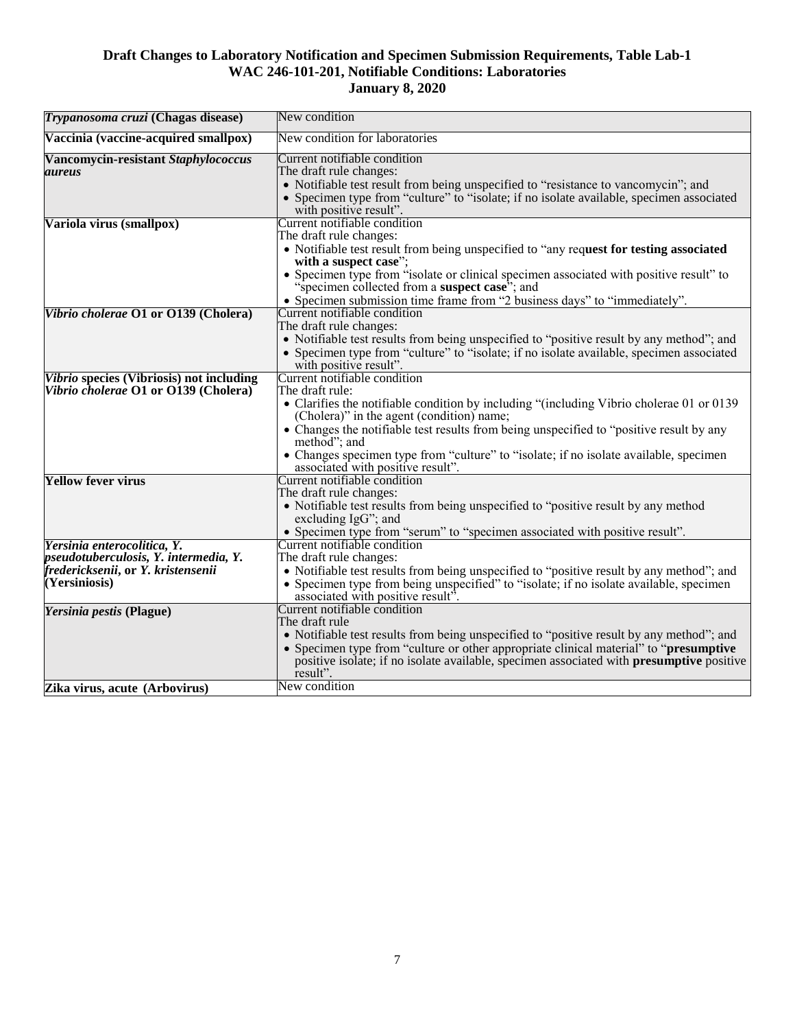**Draft Changes to Laboratory Notification and Specimen Submission Requirements, Table Lab-1**
**WAC 246-101-201, Notifiable Conditions: Laboratories**
**January 8, 2020**

| | |
|---|---|
| ***Trypanosoma cruzi* (Chagas disease)** | New condition |
| **Vaccinia (vaccine-acquired smallpox)** | New condition for laboratories |
| **Vancomycin-resistant *Staphylococcus aureus*** | Current notifiable condition<br>The draft rule changes:<br>• Notifiable test result from being unspecified to "resistance to vancomycin"; and<br>• Specimen type from "culture" to "isolate; if no isolate available, specimen associated with positive result". |
| **Variola virus (smallpox)** | Current notifiable condition<br>The draft rule changes:<br>• Notifiable test result from being unspecified to "any req**uest for testing associated with a suspect case**";<br>• Specimen type from "isolate or clinical specimen associated with positive result" to "specimen collected from a **suspect case**"; and<br>• Specimen submission time frame from "2 business days" to "immediately". |
| ***Vibrio cholerae* O1 or O139 (Cholera)** | Current notifiable condition<br>The draft rule changes:<br>• Notifiable test results from being unspecified to "positive result by any method"; and<br>• Specimen type from "culture" to "isolate; if no isolate available, specimen associated with positive result". |
| ***Vibrio* species (Vibriosis) not including *Vibrio cholerae* O1 or O139 (Cholera)** | Current notifiable condition<br>The draft rule:<br>• Clarifies the notifiable condition by including "(including Vibrio cholerae 01 or 0139 (Cholera)" in the agent (condition) name;<br>• Changes the notifiable test results from being unspecified to "positive result by any method"; and<br>• Changes specimen type from "culture" to "isolate; if no isolate available, specimen associated with positive result". |
| **Yellow fever virus** | Current notifiable condition<br>The draft rule changes:<br>• Notifiable test results from being unspecified to "positive result by any method excluding IgG"; and<br>• Specimen type from "serum" to "specimen associated with positive result". |
| ***Yersinia enterocolitica, Y. pseudotuberculosis, Y. intermedia, Y. fredericksenii*, or *Y. kristensenii* (Yersiniosis)** | Current notifiable condition<br>The draft rule changes:<br>• Notifiable test results from being unspecified to "positive result by any method"; and<br>• Specimen type from being unspecified" to "isolate; if no isolate available, specimen associated with positive result". |
| ***Yersinia pestis* (Plague)** | Current notifiable condition<br>The draft rule<br>• Notifiable test results from being unspecified to "positive result by any method"; and<br>• Specimen type from "culture or other appropriate clinical material" to "**presumptive** positive isolate; if no isolate available, specimen associated with **presumptive** positive result". |
| **Zika virus, acute (Arbovirus)** | New condition |